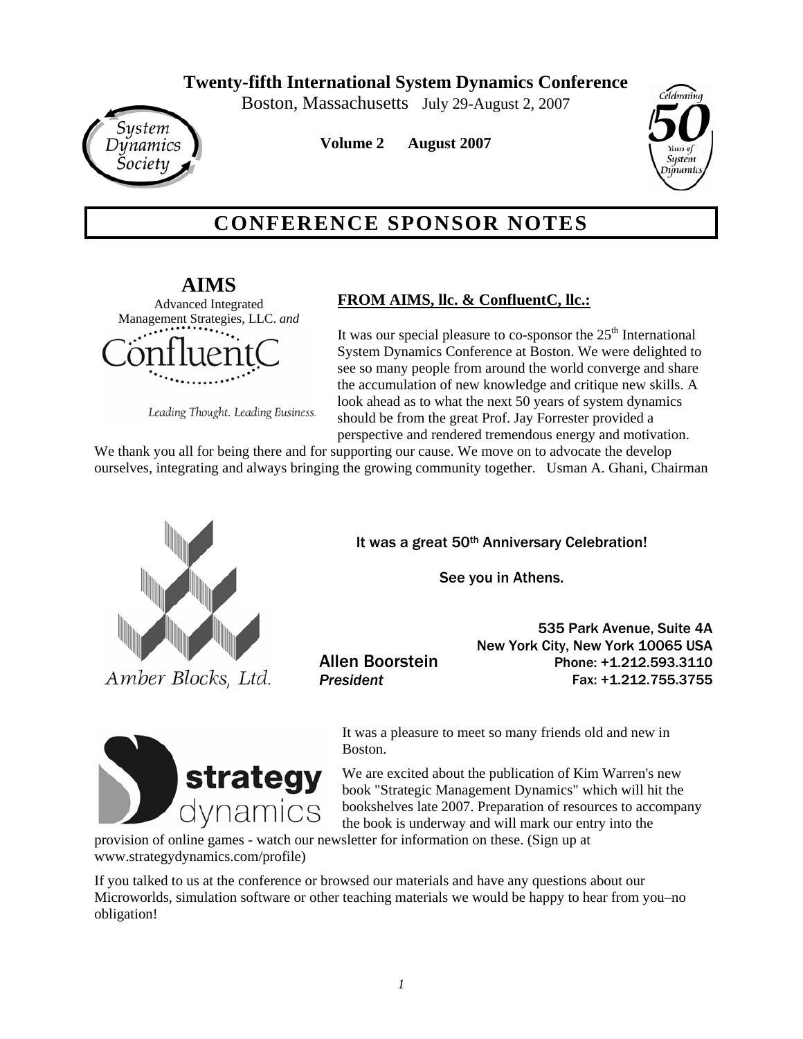**Twenty-fifth International System Dynamics Conference**

Boston, Massachusetts July 29-August 2, 2007

System Dynamics Society

**Volume 2 August 2007**

Celebrating 50 Years of System Dynamics

# CONFERENCE SPONSOR NOTES

**AIMS**

Advanced Integrated Management Strategies, LLC. *and*

ConfluentC

*Leading Thought. Leading Business.*

**FROM AIMS, llc. & ConfluentC, llc.:**

It was our special pleasure to co-sponsor the 25th International System Dynamics Conference at Boston. We were delighted to see so many people from around the world converge and share the accumulation of new knowledge and critique new skills. A look ahead as to what the next 50 years of system dynamics should be from the great Prof. Jay Forrester provided a perspective and rendered tremendous energy and motivation. We thank you all for being there and for supporting our cause. We move on to advocate the develop ourselves, integrating and always bringing the growing community together. Usman A. Ghani, Chairman

*Amber Blocks, Ltd.*

It was a great 50th Anniversary Celebration!

See you in Athens.

Allen Boorstein
***President***

535 Park Avenue, Suite 4A
New York City, New York 10065 USA
Phone: +1.212.593.3110
Fax: +1.212.755.3755

strategy dynamics

It was a pleasure to meet so many friends old and new in Boston.

We are excited about the publication of Kim Warren's new book "Strategic Management Dynamics" which will hit the bookshelves late 2007. Preparation of resources to accompany the book is underway and will mark our entry into the provision of online games - watch our newsletter for information on these. (Sign up at www.strategydynamics.com/profile)

If you talked to us at the conference or browsed our materials and have any questions about our Microworlds, simulation software or other teaching materials we would be happy to hear from you–no obligation!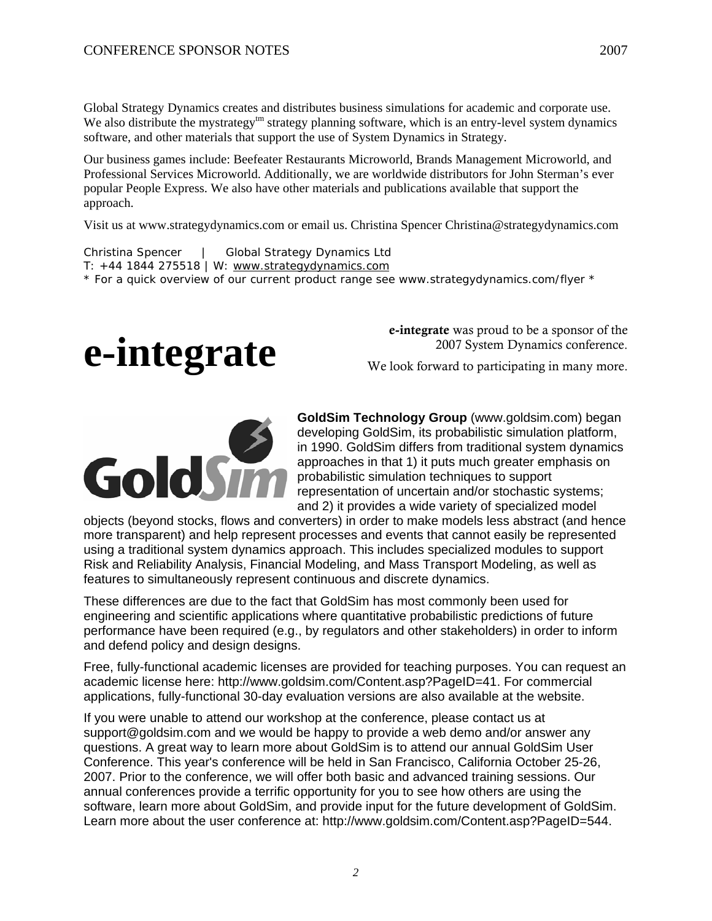Global Strategy Dynamics creates and distributes business simulations for academic and corporate use. We also distribute the mystrategy[tm] strategy planning software, which is an entry-level system dynamics software, and other materials that support the use of System Dynamics in Strategy.

Our business games include: Beefeater Restaurants Microworld, Brands Management Microworld, and Professional Services Microworld. Additionally, we are worldwide distributors for John Sterman's ever popular People Express. We also have other materials and publications available that support the approach.

Visit us at www.strategydynamics.com or email us. Christina Spencer Christina@strategydynamics.com

Christina Spencer | Global Strategy Dynamics Ltd
T: +44 1844 275518 | W: www.strategydynamics.com
* For a quick overview of our current product range see www.strategydynamics.com/flyer *

# e-integrate

**e-integrate** was proud to be a sponsor of the 2007 System Dynamics conference.

We look forward to participating in many more.

GoldSim

**GoldSim Technology Group** (www.goldsim.com) began developing GoldSim, its probabilistic simulation platform, in 1990. GoldSim differs from traditional system dynamics approaches in that 1) it puts much greater emphasis on probabilistic simulation techniques to support representation of uncertain and/or stochastic systems; and 2) it provides a wide variety of specialized model objects (beyond stocks, flows and converters) in order to make models less abstract (and hence more transparent) and help represent processes and events that cannot easily be represented using a traditional system dynamics approach. This includes specialized modules to support Risk and Reliability Analysis, Financial Modeling, and Mass Transport Modeling, as well as features to simultaneously represent continuous and discrete dynamics.

These differences are due to the fact that GoldSim has most commonly been used for engineering and scientific applications where quantitative probabilistic predictions of future performance have been required (e.g., by regulators and other stakeholders) in order to inform and defend policy and design designs.

Free, fully-functional academic licenses are provided for teaching purposes. You can request an academic license here: http://www.goldsim.com/Content.asp?PageID=41. For commercial applications, fully-functional 30-day evaluation versions are also available at the website.

If you were unable to attend our workshop at the conference, please contact us at support@goldsim.com and we would be happy to provide a web demo and/or answer any questions. A great way to learn more about GoldSim is to attend our annual GoldSim User Conference. This year's conference will be held in San Francisco, California October 25-26, 2007. Prior to the conference, we will offer both basic and advanced training sessions. Our annual conferences provide a terrific opportunity for you to see how others are using the software, learn more about GoldSim, and provide input for the future development of GoldSim. Learn more about the user conference at: http://www.goldsim.com/Content.asp?PageID=544.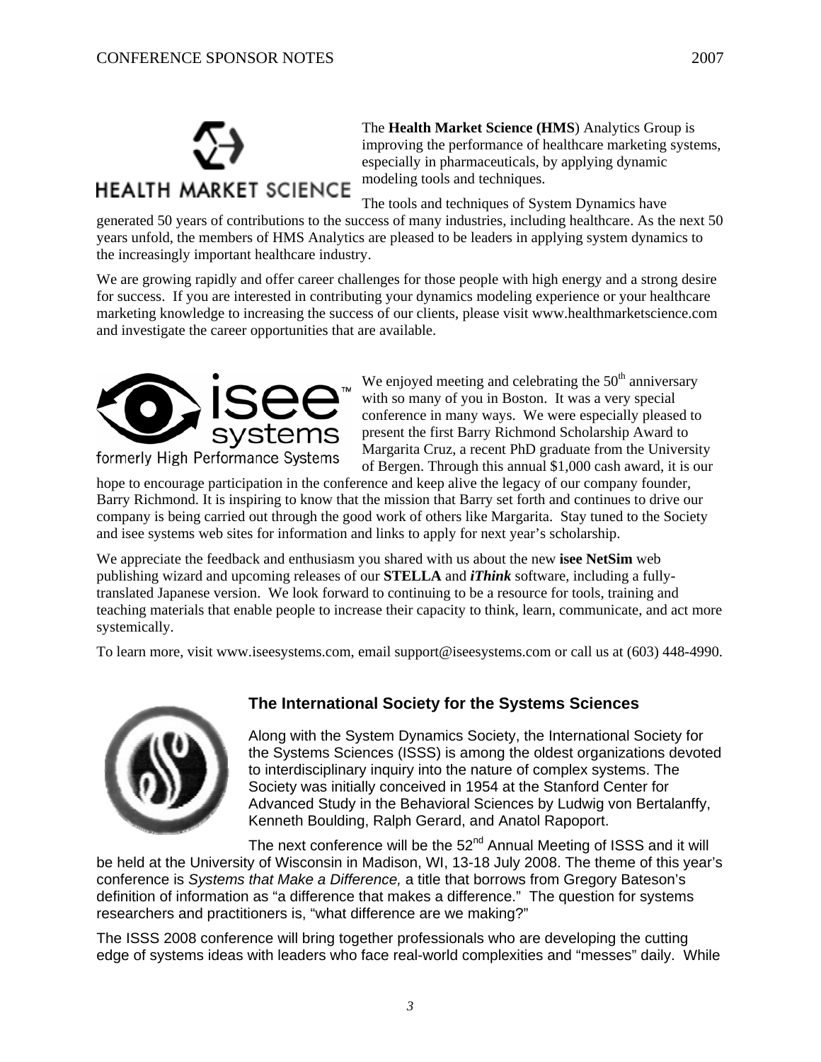The **Health Market Science (HMS**) Analytics Group is improving the performance of healthcare marketing systems, especially in pharmaceuticals, by applying dynamic modeling tools and techniques.

The tools and techniques of System Dynamics have generated 50 years of contributions to the success of many industries, including healthcare. As the next 50 years unfold, the members of HMS Analytics are pleased to be leaders in applying system dynamics to the increasingly important healthcare industry.

We are growing rapidly and offer career challenges for those people with high energy and a strong desire for success. If you are interested in contributing your dynamics modeling experience or your healthcare marketing knowledge to increasing the success of our clients, please visit www.healthmarketscience.com and investigate the career opportunities that are available.

We enjoyed meeting and celebrating the 50th anniversary with so many of you in Boston. It was a very special conference in many ways. We were especially pleased to present the first Barry Richmond Scholarship Award to Margarita Cruz, a recent PhD graduate from the University of Bergen. Through this annual $1,000 cash award, it is our hope to encourage participation in the conference and keep alive the legacy of our company founder, Barry Richmond. It is inspiring to know that the mission that Barry set forth and continues to drive our company is being carried out through the good work of others like Margarita. Stay tuned to the Society and isee systems web sites for information and links to apply for next year's scholarship.

We appreciate the feedback and enthusiasm you shared with us about the new **isee NetSim** web publishing wizard and upcoming releases of our **STELLA** and ***iThink*** software, including a fully-translated Japanese version. We look forward to continuing to be a resource for tools, training and teaching materials that enable people to increase their capacity to think, learn, communicate, and act more systemically.

To learn more, visit www.iseesystems.com, email support@iseesystems.com or call us at (603) 448-4990.

## The International Society for the Systems Sciences

Along with the System Dynamics Society, the International Society for the Systems Sciences (ISSS) is among the oldest organizations devoted to interdisciplinary inquiry into the nature of complex systems. The Society was initially conceived in 1954 at the Stanford Center for Advanced Study in the Behavioral Sciences by Ludwig von Bertalanffy, Kenneth Boulding, Ralph Gerard, and Anatol Rapoport.

The next conference will be the 52nd Annual Meeting of ISSS and it will be held at the University of Wisconsin in Madison, WI, 13-18 July 2008. The theme of this year's conference is *Systems that Make a Difference,* a title that borrows from Gregory Bateson's definition of information as "a difference that makes a difference." The question for systems researchers and practitioners is, "what difference are we making?"

The ISSS 2008 conference will bring together professionals who are developing the cutting edge of systems ideas with leaders who face real-world complexities and "messes" daily. While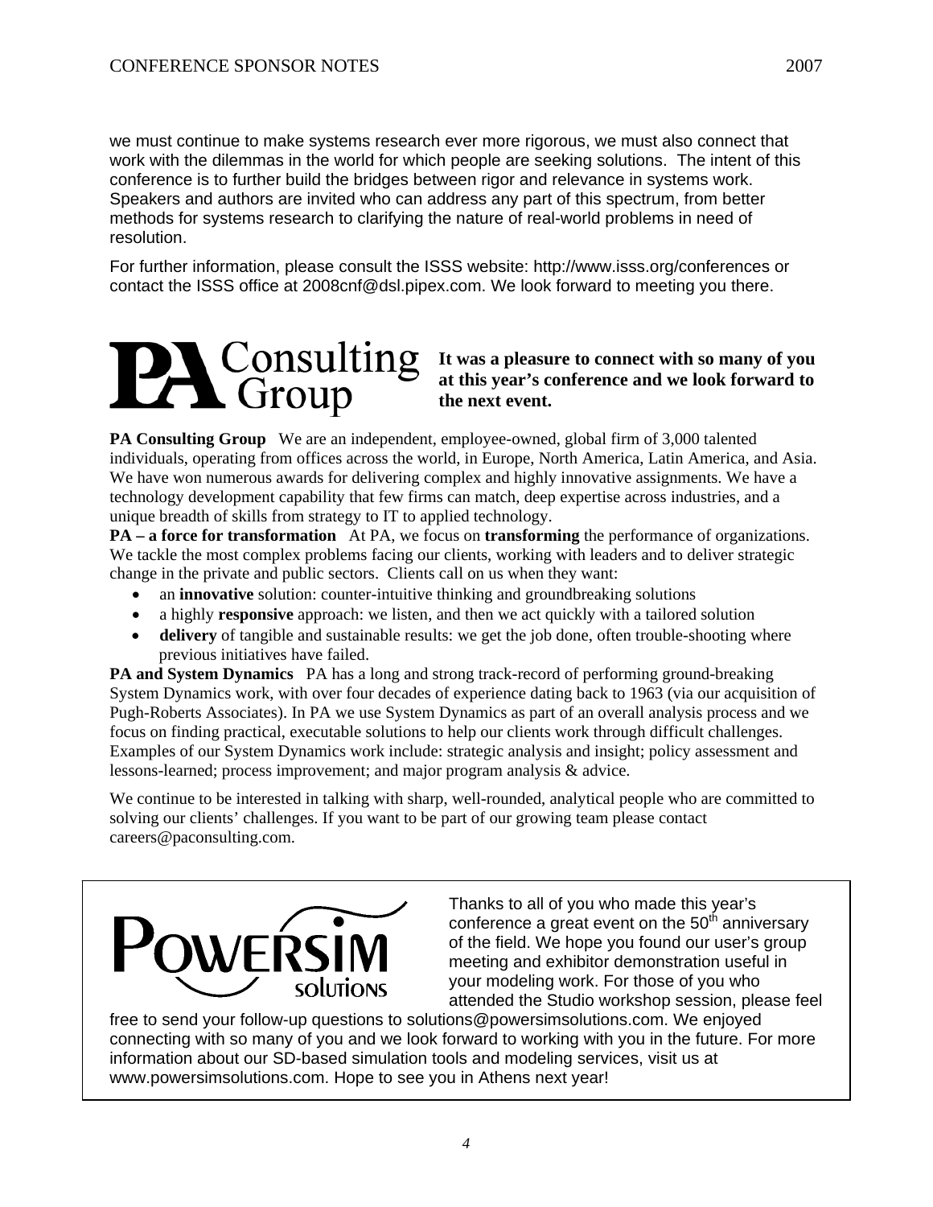we must continue to make systems research ever more rigorous, we must also connect that work with the dilemmas in the world for which people are seeking solutions. The intent of this conference is to further build the bridges between rigor and relevance in systems work. Speakers and authors are invited who can address any part of this spectrum, from better methods for systems research to clarifying the nature of real-world problems in need of resolution.

For further information, please consult the ISSS website: http://www.isss.org/conferences or contact the ISSS office at 2008cnf@dsl.pipex.com. We look forward to meeting you there.

**PA Consulting Group**

**It was a pleasure to connect with so many of you at this year's conference and we look forward to the next event.**

**PA Consulting Group** We are an independent, employee-owned, global firm of 3,000 talented individuals, operating from offices across the world, in Europe, North America, Latin America, and Asia. We have won numerous awards for delivering complex and highly innovative assignments. We have a technology development capability that few firms can match, deep expertise across industries, and a unique breadth of skills from strategy to IT to applied technology.

**PA – a force for transformation** At PA, we focus on **transforming** the performance of organizations. We tackle the most complex problems facing our clients, working with leaders and to deliver strategic change in the private and public sectors. Clients call on us when they want:

- an **innovative** solution: counter-intuitive thinking and groundbreaking solutions
- a highly **responsive** approach: we listen, and then we act quickly with a tailored solution
- **delivery** of tangible and sustainable results: we get the job done, often trouble-shooting where previous initiatives have failed.

**PA and System Dynamics** PA has a long and strong track-record of performing ground-breaking System Dynamics work, with over four decades of experience dating back to 1963 (via our acquisition of Pugh-Roberts Associates). In PA we use System Dynamics as part of an overall analysis process and we focus on finding practical, executable solutions to help our clients work through difficult challenges. Examples of our System Dynamics work include: strategic analysis and insight; policy assessment and lessons-learned; process improvement; and major program analysis & advice.

We continue to be interested in talking with sharp, well-rounded, analytical people who are committed to solving our clients' challenges. If you want to be part of our growing team please contact careers@paconsulting.com.

**POWERSIM solutions**

Thanks to all of you who made this year's conference a great event on the 50th anniversary of the field. We hope you found our user's group meeting and exhibitor demonstration useful in your modeling work. For those of you who attended the Studio workshop session, please feel free to send your follow-up questions to solutions@powersimsolutions.com. We enjoyed connecting with so many of you and we look forward to working with you in the future. For more information about our SD-based simulation tools and modeling services, visit us at www.powersimsolutions.com. Hope to see you in Athens next year!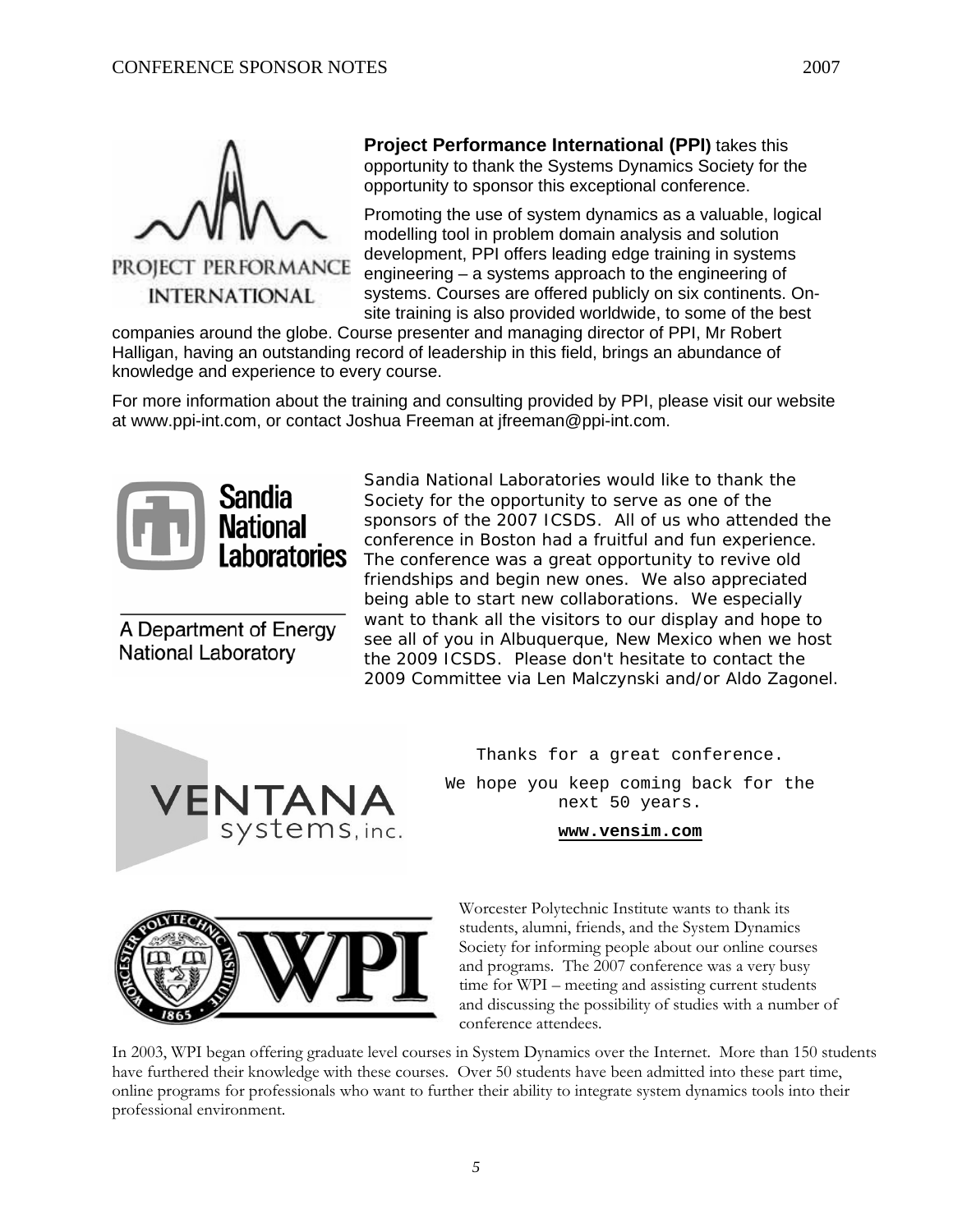PROJECT PERFORMANCE INTERNATIONAL

**Project Performance International (PPI)** takes this opportunity to thank the Systems Dynamics Society for the opportunity to sponsor this exceptional conference.

Promoting the use of system dynamics as a valuable, logical modelling tool in problem domain analysis and solution development, PPI offers leading edge training in systems engineering – a systems approach to the engineering of systems. Courses are offered publicly on six continents. On-site training is also provided worldwide, to some of the best companies around the globe. Course presenter and managing director of PPI, Mr Robert Halligan, having an outstanding record of leadership in this field, brings an abundance of knowledge and experience to every course.

For more information about the training and consulting provided by PPI, please visit our website at www.ppi-int.com, or contact Joshua Freeman at jfreeman@ppi-int.com.

Sandia National Laboratories

A Department of Energy National Laboratory

Sandia National Laboratories would like to thank the Society for the opportunity to serve as one of the sponsors of the 2007 ICSDS. All of us who attended the conference in Boston had a fruitful and fun experience. The conference was a great opportunity to revive old friendships and begin new ones. We also appreciated being able to start new collaborations. We especially want to thank all the visitors to our display and hope to see all of you in Albuquerque, New Mexico when we host the 2009 ICSDS. Please don't hesitate to contact the 2009 Committee via Len Malczynski and/or Aldo Zagonel.

VENTANA systems, inc.

Thanks for a great conference.

We hope you keep coming back for the next 50 years.

**www.vensim.com**

WPI

Worcester Polytechnic Institute wants to thank its students, alumni, friends, and the System Dynamics Society for informing people about our online courses and programs. The 2007 conference was a very busy time for WPI – meeting and assisting current students and discussing the possibility of studies with a number of conference attendees.

In 2003, WPI began offering graduate level courses in System Dynamics over the Internet. More than 150 students have furthered their knowledge with these courses. Over 50 students have been admitted into these part time, online programs for professionals who want to further their ability to integrate system dynamics tools into their professional environment.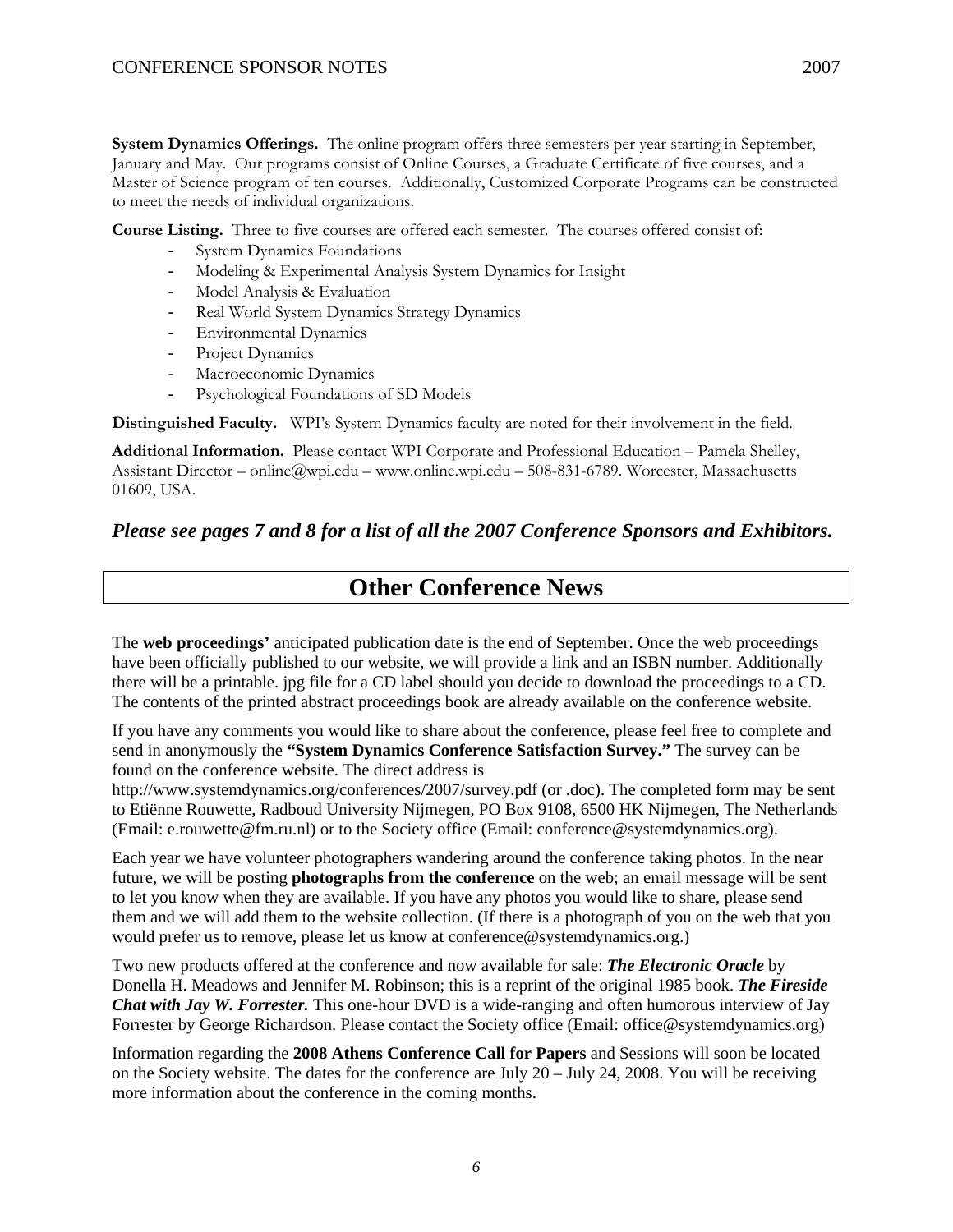**System Dynamics Offerings.** The online program offers three semesters per year starting in September, January and May. Our programs consist of Online Courses, a Graduate Certificate of five courses, and a Master of Science program of ten courses. Additionally, Customized Corporate Programs can be constructed to meet the needs of individual organizations.

**Course Listing.** Three to five courses are offered each semester. The courses offered consist of:

- System Dynamics Foundations
- Modeling & Experimental Analysis System Dynamics for Insight
- Model Analysis & Evaluation
- Real World System Dynamics Strategy Dynamics
- Environmental Dynamics
- Project Dynamics
- Macroeconomic Dynamics
- Psychological Foundations of SD Models

**Distinguished Faculty.** WPI's System Dynamics faculty are noted for their involvement in the field.

**Additional Information.** Please contact WPI Corporate and Professional Education – Pamela Shelley, Assistant Director – online@wpi.edu – www.online.wpi.edu – 508-831-6789. Worcester, Massachusetts 01609, USA.

***Please see pages 7 and 8 for a list of all the 2007 Conference Sponsors and Exhibitors.***

## Other Conference News

The **web proceedings'** anticipated publication date is the end of September. Once the web proceedings have been officially published to our website, we will provide a link and an ISBN number. Additionally there will be a printable. jpg file for a CD label should you decide to download the proceedings to a CD. The contents of the printed abstract proceedings book are already available on the conference website.

If you have any comments you would like to share about the conference, please feel free to complete and send in anonymously the **"System Dynamics Conference Satisfaction Survey."** The survey can be found on the conference website. The direct address is http://www.systemdynamics.org/conferences/2007/survey.pdf (or .doc). The completed form may be sent to Etiënne Rouwette, Radboud University Nijmegen, PO Box 9108, 6500 HK Nijmegen, The Netherlands (Email: e.rouwette@fm.ru.nl) or to the Society office (Email: conference@systemdynamics.org).

Each year we have volunteer photographers wandering around the conference taking photos. In the near future, we will be posting **photographs from the conference** on the web; an email message will be sent to let you know when they are available. If you have any photos you would like to share, please send them and we will add them to the website collection. (If there is a photograph of you on the web that you would prefer us to remove, please let us know at conference@systemdynamics.org.)

Two new products offered at the conference and now available for sale: ***The Electronic Oracle*** by Donella H. Meadows and Jennifer M. Robinson; this is a reprint of the original 1985 book. ***The Fireside Chat with Jay W. Forrester.*** This one-hour DVD is a wide-ranging and often humorous interview of Jay Forrester by George Richardson. Please contact the Society office (Email: office@systemdynamics.org)

Information regarding the **2008 Athens Conference Call for Papers** and Sessions will soon be located on the Society website. The dates for the conference are July 20 – July 24, 2008. You will be receiving more information about the conference in the coming months.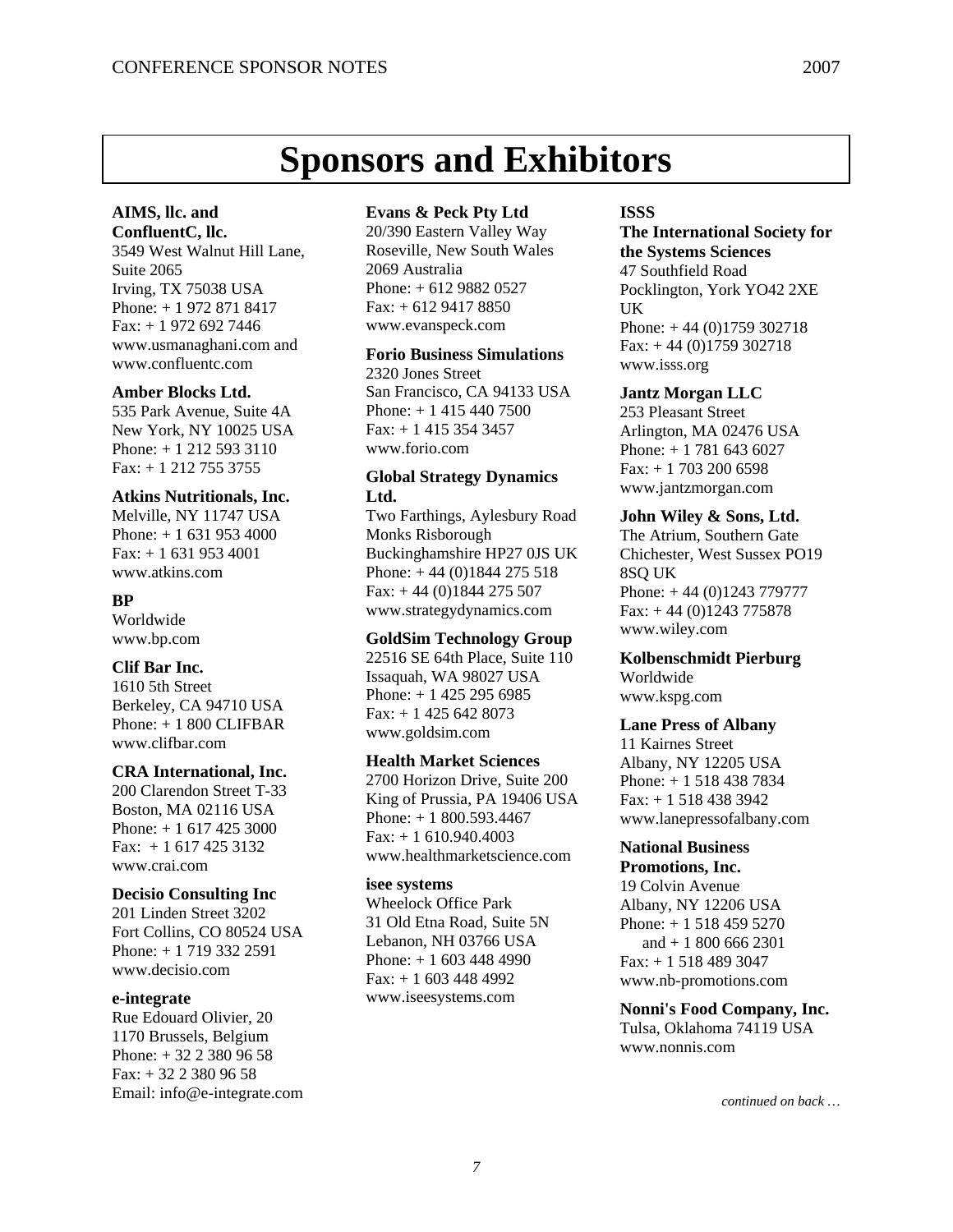# Sponsors and Exhibitors

**AIMS, llc. and ConfluentC, llc.**
3549 West Walnut Hill Lane, Suite 2065
Irving, TX 75038 USA
Phone: + 1 972 871 8417
Fax: + 1 972 692 7446
www.usmanaghani.com and www.confluentc.com

**Amber Blocks Ltd.**
535 Park Avenue, Suite 4A
New York, NY 10025 USA
Phone: + 1 212 593 3110
Fax: + 1 212 755 3755

**Atkins Nutritionals, Inc.**
Melville, NY 11747 USA
Phone: + 1 631 953 4000
Fax: + 1 631 953 4001
www.atkins.com

**BP**
Worldwide
www.bp.com

**Clif Bar Inc.**
1610 5th Street
Berkeley, CA 94710 USA
Phone: + 1 800 CLIFBAR
www.clifbar.com

**CRA International, Inc.**
200 Clarendon Street T-33
Boston, MA 02116 USA
Phone: + 1 617 425 3000
Fax: + 1 617 425 3132
www.crai.com

**Decisio Consulting Inc**
201 Linden Street 3202
Fort Collins, CO 80524 USA
Phone: + 1 719 332 2591
www.decisio.com

**e-integrate**
Rue Edouard Olivier, 20
1170 Brussels, Belgium
Phone: + 32 2 380 96 58
Fax: + 32 2 380 96 58
Email: info@e-integrate.com

**Evans & Peck Pty Ltd**
20/390 Eastern Valley Way
Roseville, New South Wales 2069 Australia
Phone: + 612 9882 0527
Fax: + 612 9417 8850
www.evanspeck.com

**Forio Business Simulations**
2320 Jones Street
San Francisco, CA 94133 USA
Phone: + 1 415 440 7500
Fax: + 1 415 354 3457
www.forio.com

**Global Strategy Dynamics Ltd.**
Two Farthings, Aylesbury Road
Monks Risborough
Buckinghamshire HP27 0JS UK
Phone: + 44 (0)1844 275 518
Fax: + 44 (0)1844 275 507
www.strategydynamics.com

**GoldSim Technology Group**
22516 SE 64th Place, Suite 110
Issaquah, WA 98027 USA
Phone: + 1 425 295 6985
Fax: + 1 425 642 8073
www.goldsim.com

**Health Market Sciences**
2700 Horizon Drive, Suite 200
King of Prussia, PA 19406 USA
Phone: + 1 800.593.4467
Fax: + 1 610.940.4003
www.healthmarketscience.com

**isee systems**
Wheelock Office Park
31 Old Etna Road, Suite 5N
Lebanon, NH 03766 USA
Phone: + 1 603 448 4990
Fax: + 1 603 448 4992
www.iseesystems.com

**ISSS**
**The International Society for the Systems Sciences**
47 Southfield Road
Pocklington, York YO42 2XE UK
Phone: + 44 (0)1759 302718
Fax: + 44 (0)1759 302718
www.isss.org

**Jantz Morgan LLC**
253 Pleasant Street
Arlington, MA 02476 USA
Phone: + 1 781 643 6027
Fax: + 1 703 200 6598
www.jantzmorgan.com

**John Wiley & Sons, Ltd.**
The Atrium, Southern Gate
Chichester, West Sussex PO19 8SQ UK
Phone: + 44 (0)1243 779777
Fax: + 44 (0)1243 775878
www.wiley.com

**Kolbenschmidt Pierburg**
Worldwide
www.kspg.com

**Lane Press of Albany**
11 Kairnes Street
Albany, NY 12205 USA
Phone: + 1 518 438 7834
Fax: + 1 518 438 3942
www.lanepressofalbany.com

**National Business Promotions, Inc.**
19 Colvin Avenue
Albany, NY 12206 USA
Phone: + 1 518 459 5270
and + 1 800 666 2301
Fax: + 1 518 489 3047
www.nb-promotions.com

**Nonni's Food Company, Inc.**
Tulsa, Oklahoma 74119 USA
www.nonnis.com

*continued on back …*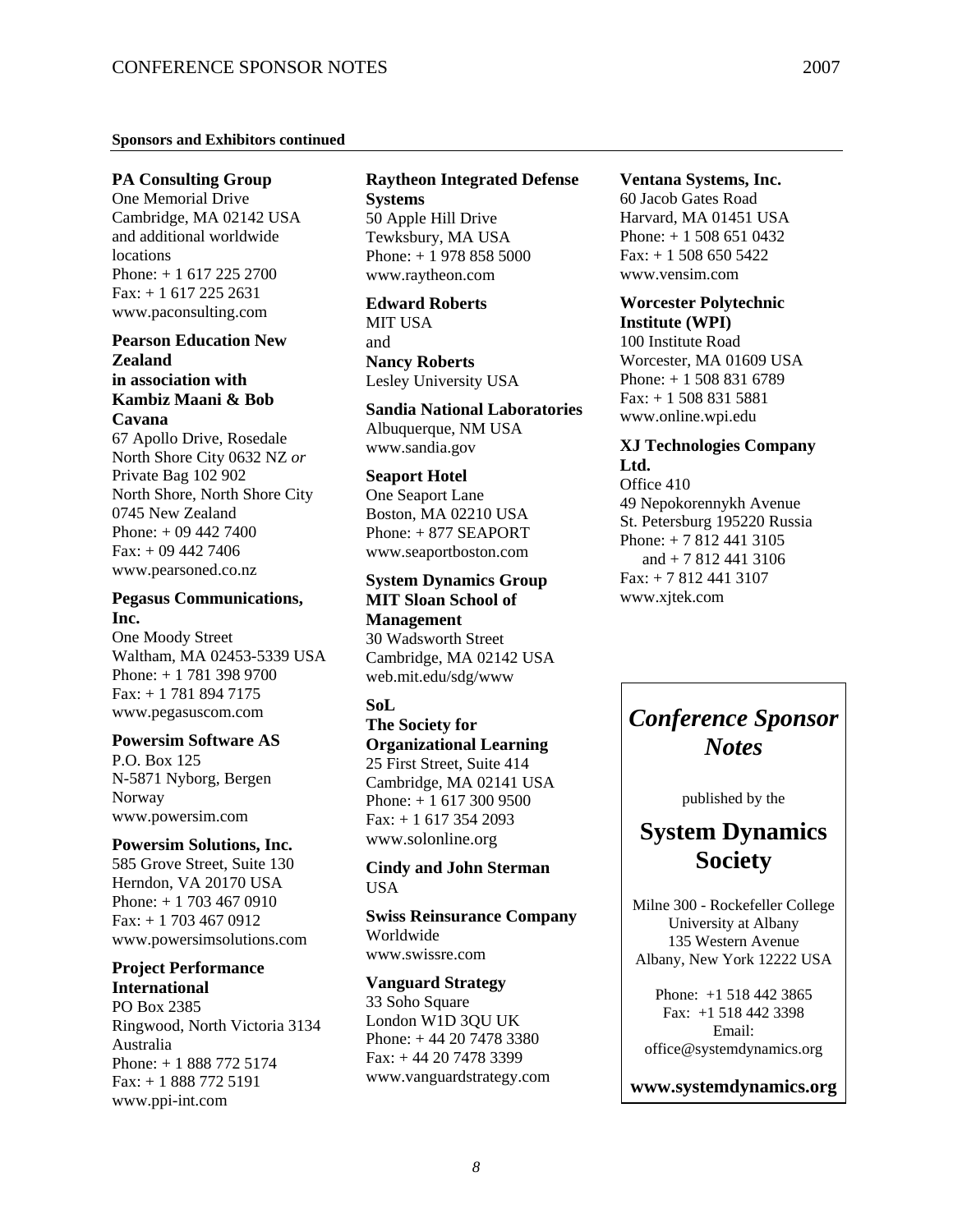**Sponsors and Exhibitors continued**

**PA Consulting Group**
One Memorial Drive
Cambridge, MA 02142 USA
and additional worldwide locations
Phone: + 1 617 225 2700
Fax: + 1 617 225 2631
www.paconsulting.com

**Pearson Education New Zealand in association with Kambiz Maani & Bob Cavana**
67 Apollo Drive, Rosedale
North Shore City 0632 NZ *or*
Private Bag 102 902
North Shore, North Shore City
0745 New Zealand
Phone: + 09 442 7400
Fax: + 09 442 7406
www.pearsoned.co.nz

**Pegasus Communications, Inc.**
One Moody Street
Waltham, MA 02453-5339 USA
Phone: + 1 781 398 9700
Fax: + 1 781 894 7175
www.pegasuscom.com

**Powersim Software AS**
P.O. Box 125
N-5871 Nyborg, Bergen
Norway
www.powersim.com

**Powersim Solutions, Inc.**
585 Grove Street, Suite 130
Herndon, VA 20170 USA
Phone: + 1 703 467 0910
Fax: + 1 703 467 0912
www.powersimsolutions.com

**Project Performance International**
PO Box 2385
Ringwood, North Victoria 3134
Australia
Phone: + 1 888 772 5174
Fax: + 1 888 772 5191
www.ppi-int.com

**Raytheon Integrated Defense Systems**
50 Apple Hill Drive
Tewksbury, MA USA
Phone: + 1 978 858 5000
www.raytheon.com

**Edward Roberts**
MIT USA
and
**Nancy Roberts**
Lesley University USA

**Sandia National Laboratories**
Albuquerque, NM USA
www.sandia.gov

**Seaport Hotel**
One Seaport Lane
Boston, MA 02210 USA
Phone: + 877 SEAPORT
www.seaportboston.com

**System Dynamics Group MIT Sloan School of Management**
30 Wadsworth Street
Cambridge, MA 02142 USA
web.mit.edu/sdg/www

**SoL The Society for Organizational Learning**
25 First Street, Suite 414
Cambridge, MA 02141 USA
Phone: + 1 617 300 9500
Fax: + 1 617 354 2093
www.solonline.org

**Cindy and John Sterman**
USA

**Swiss Reinsurance Company**
Worldwide
www.swissre.com

**Vanguard Strategy**
33 Soho Square
London W1D 3QU UK
Phone: + 44 20 7478 3380
Fax: + 44 20 7478 3399
www.vanguardstrategy.com

**Ventana Systems, Inc.**
60 Jacob Gates Road
Harvard, MA 01451 USA
Phone: + 1 508 651 0432
Fax: + 1 508 650 5422
www.vensim.com

**Worcester Polytechnic Institute (WPI)**
100 Institute Road
Worcester, MA 01609 USA
Phone: + 1 508 831 6789
Fax: + 1 508 831 5881
www.online.wpi.edu

**XJ Technologies Company Ltd.**
Office 410
49 Nepokorennykh Avenue
St. Petersburg 195220 Russia
Phone: + 7 812 441 3105
and + 7 812 441 3106
Fax: + 7 812 441 3107
www.xjtek.com

## *Conference Sponsor Notes*

published by the

## System Dynamics Society

Milne 300 - Rockefeller College
University at Albany
135 Western Avenue
Albany, New York 12222 USA

Phone: +1 518 442 3865
Fax: +1 518 442 3398
Email:
office@systemdynamics.org

**www.systemdynamics.org**